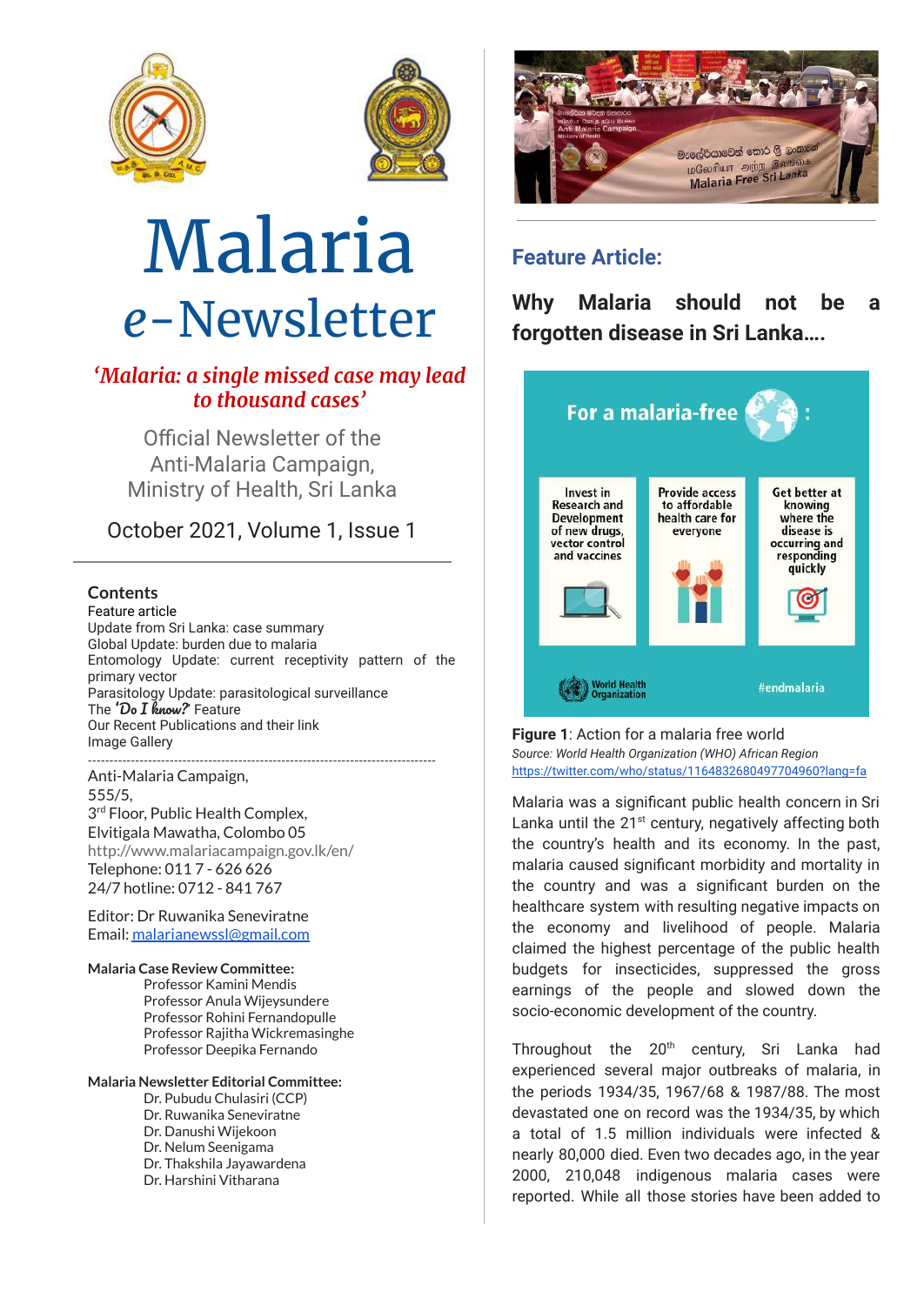# Malaria *e*-Newsletter

*'Malaria: a single missed case may lead to thousand cases'*

Official Newsletter of the Anti-Malaria Campaign, Ministry of Health, Sri Lanka

October 2021, Volume 1, Issue 1

---

**Contents**

Feature article
Update from Sri Lanka: case summary
Global Update: burden due to malaria
Entomology Update: current receptivity pattern of the primary vector
Parasitology Update: parasitological surveillance
The *'Do I know?'* Feature
Our Recent Publications and their link
Image Gallery

---

Anti-Malaria Campaign,
555/5,
3rd Floor, Public Health Complex,
Elvitigala Mawatha, Colombo 05
http://www.malariacampaign.gov.lk/en/
Telephone: 011 7 - 626 626
24/7 hotline: 0712 - 841 767

Editor: Dr Ruwanika Seneviratne
Email: malarianewssl@gmail.com

**Malaria Case Review Committee:**

Professor Kamini Mendis
Professor Anula Wijeysundere
Professor Rohini Fernandopulle
Professor Rajitha Wickremasinghe
Professor Deepika Fernando

**Malaria Newsletter Editorial Committee:**

Dr. Pubudu Chulasiri (CCP)
Dr. Ruwanika Seneviratne
Dr. Danushi Wijekoon
Dr. Nelum Seenigama
Dr. Thakshila Jayawardena
Dr. Harshini Vitharana

## Feature Article:

### Why Malaria should not be a forgotten disease in Sri Lanka….

**Figure 1**: Action for a malaria free world
*Source: World Health Organization (WHO) African Region*
https://twitter.com/who/status/1164832680497704960?lang=fa

Malaria was a significant public health concern in Sri Lanka until the 21st century, negatively affecting both the country's health and its economy. In the past, malaria caused significant morbidity and mortality in the country and was a significant burden on the healthcare system with resulting negative impacts on the economy and livelihood of people. Malaria claimed the highest percentage of the public health budgets for insecticides, suppressed the gross earnings of the people and slowed down the socio-economic development of the country.

Throughout the 20th century, Sri Lanka had experienced several major outbreaks of malaria, in the periods 1934/35, 1967/68 & 1987/88. The most devastated one on record was the 1934/35, by which a total of 1.5 million individuals were infected & nearly 80,000 died. Even two decades ago, in the year 2000, 210,048 indigenous malaria cases were reported. While all those stories have been added to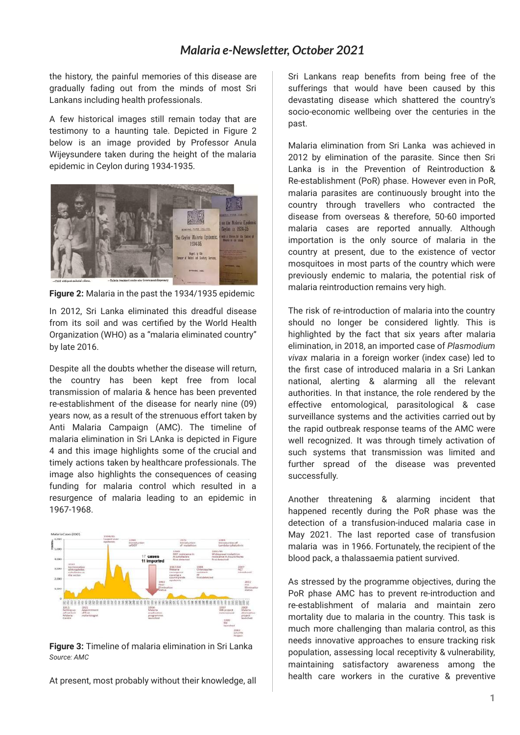the history, the painful memories of this disease are gradually fading out from the minds of most Sri Lankans including health professionals.

A few historical images still remain today that are testimony to a haunting tale. Depicted in Figure 2 below is an image provided by Professor Anula Wijeysundere taken during the height of the malaria epidemic in Ceylon during 1934-1935.

**Figure 2:** Malaria in the past the 1934/1935 epidemic

In 2012, Sri Lanka eliminated this dreadful disease from its soil and was certified by the World Health Organization (WHO) as a "malaria eliminated country" by late 2016.

Despite all the doubts whether the disease will return, the country has been kept free from local transmission of malaria & hence has been prevented re-establishment of the disease for nearly nine (09) years now, as a result of the strenuous effort taken by Anti Malaria Campaign (AMC). The timeline of malaria elimination in Sri LAnka is depicted in Figure 4 and this image highlights some of the crucial and timely actions taken by healthcare professionals. The image also highlights the consequences of ceasing funding for malaria control which resulted in a resurgence of malaria leading to an epidemic in 1967-1968.

**Figure 3:** Timeline of malaria elimination in Sri Lanka
*Source: AMC*

At present, most probably without their knowledge, all Sri Lankans reap benefits from being free of the sufferings that would have been caused by this devastating disease which shattered the country's socio-economic wellbeing over the centuries in the past.

Malaria elimination from Sri Lanka was achieved in 2012 by elimination of the parasite. Since then Sri Lanka is in the Prevention of Reintroduction & Re-establishment (PoR) phase. However even in PoR, malaria parasites are continuously brought into the country through travellers who contracted the disease from overseas & therefore, 50-60 imported malaria cases are reported annually. Although importation is the only source of malaria in the country at present, due to the existence of vector mosquitoes in most parts of the country which were previously endemic to malaria, the potential risk of malaria reintroduction remains very high.

The risk of re-introduction of malaria into the country should no longer be considered lightly. This is highlighted by the fact that six years after malaria elimination, in 2018, an imported case of *Plasmodium vivax* malaria in a foreign worker (index case) led to the first case of introduced malaria in a Sri Lankan national, alerting & alarming all the relevant authorities. In that instance, the role rendered by the effective entomological, parasitological & case surveillance systems and the activities carried out by the rapid outbreak response teams of the AMC were well recognized. It was through timely activation of such systems that transmission was limited and further spread of the disease was prevented successfully.

Another threatening & alarming incident that happened recently during the PoR phase was the detection of a transfusion-induced malaria case in May 2021. The last reported case of transfusion malaria was in 1966. Fortunately, the recipient of the blood pack, a thalassaemia patient survived.

As stressed by the programme objectives, during the PoR phase AMC has to prevent re-introduction and re-establishment of malaria and maintain zero mortality due to malaria in the country. This task is much more challenging than malaria control, as this needs innovative approaches to ensure tracking risk population, assessing local receptivity & vulnerability, maintaining satisfactory awareness among the health care workers in the curative & preventive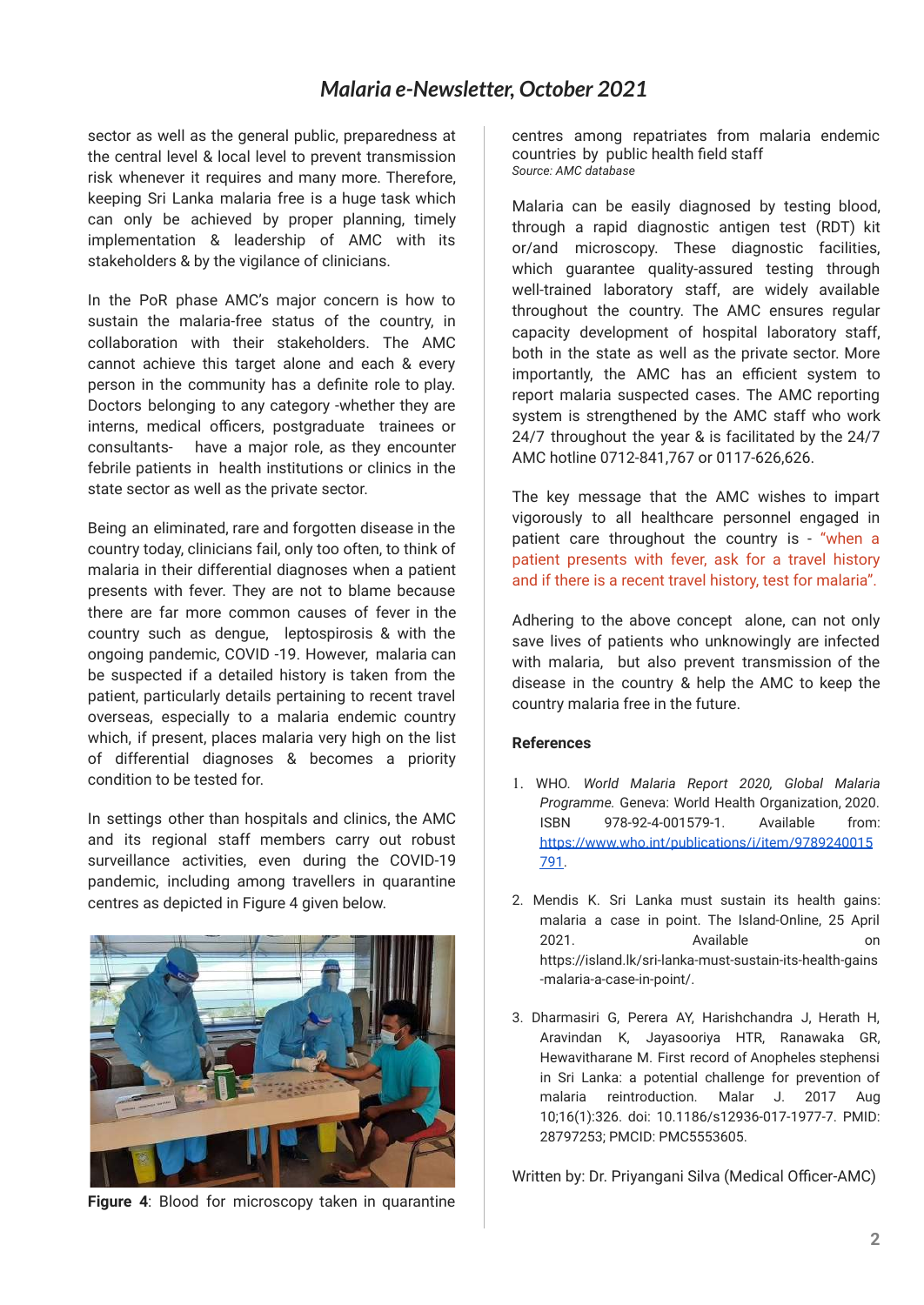sector as well as the general public, preparedness at the central level & local level to prevent transmission risk whenever it requires and many more. Therefore, keeping Sri Lanka malaria free is a huge task which can only be achieved by proper planning, timely implementation & leadership of AMC with its stakeholders & by the vigilance of clinicians.

In the PoR phase AMC's major concern is how to sustain the malaria-free status of the country, in collaboration with their stakeholders. The AMC cannot achieve this target alone and each & every person in the community has a definite role to play. Doctors belonging to any category -whether they are interns, medical officers, postgraduate trainees or consultants- have a major role, as they encounter febrile patients in health institutions or clinics in the state sector as well as the private sector.

Being an eliminated, rare and forgotten disease in the country today, clinicians fail, only too often, to think of malaria in their differential diagnoses when a patient presents with fever. They are not to blame because there are far more common causes of fever in the country such as dengue, leptospirosis & with the ongoing pandemic, COVID -19. However, malaria can be suspected if a detailed history is taken from the patient, particularly details pertaining to recent travel overseas, especially to a malaria endemic country which, if present, places malaria very high on the list of differential diagnoses & becomes a priority condition to be tested for.

In settings other than hospitals and clinics, the AMC and its regional staff members carry out robust surveillance activities, even during the COVID-19 pandemic, including among travellers in quarantine centres as depicted in Figure 4 given below.

**Figure 4**: Blood for microscopy taken in quarantine centres among repatriates from malaria endemic countries by public health field staff

*Source: AMC database*

Malaria can be easily diagnosed by testing blood, through a rapid diagnostic antigen test (RDT) kit or/and microscopy. These diagnostic facilities, which guarantee quality-assured testing through well-trained laboratory staff, are widely available throughout the country. The AMC ensures regular capacity development of hospital laboratory staff, both in the state as well as the private sector. More importantly, the AMC has an efficient system to report malaria suspected cases. The AMC reporting system is strengthened by the AMC staff who work 24/7 throughout the year & is facilitated by the 24/7 AMC hotline 0712-841,767 or 0117-626,626.

The key message that the AMC wishes to impart vigorously to all healthcare personnel engaged in patient care throughout the country is - "when a patient presents with fever, ask for a travel history and if there is a recent travel history, test for malaria".

Adhering to the above concept alone, can not only save lives of patients who unknowingly are infected with malaria, but also prevent transmission of the disease in the country & help the AMC to keep the country malaria free in the future.

**References**

1. WHO. *World Malaria Report 2020, Global Malaria Programme.* Geneva: World Health Organization, 2020. ISBN 978-92-4-001579-1. Available from: https://www.who.int/publications/i/item/9789240015791.

2. Mendis K. Sri Lanka must sustain its health gains: malaria a case in point. The Island-Online, 25 April 2021. Available on https://island.lk/sri-lanka-must-sustain-its-health-gains-malaria-a-case-in-point/.

3. Dharmasiri G, Perera AY, Harishchandra J, Herath H, Aravindan K, Jayasooriya HTR, Ranawaka GR, Hewavitharane M. First record of Anopheles stephensi in Sri Lanka: a potential challenge for prevention of malaria reintroduction. Malar J. 2017 Aug 10;16(1):326. doi: 10.1186/s12936-017-1977-7. PMID: 28797253; PMCID: PMC5553605.

Written by: Dr. Priyangani Silva (Medical Officer-AMC)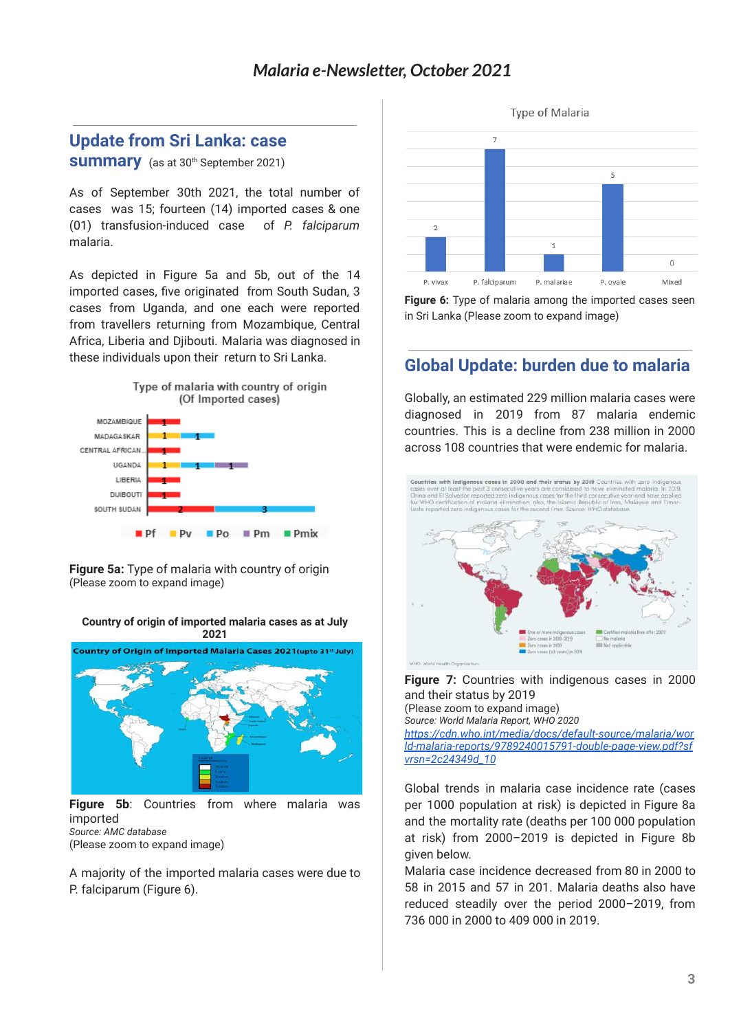## Update from Sri Lanka: case summary (as at 30th September 2021)

As of September 30th 2021, the total number of cases was 15; fourteen (14) imported cases & one (01) transfusion-induced case of *P. falciparum* malaria.

As depicted in Figure 5a and 5b, out of the 14 imported cases, five originated from South Sudan, 3 cases from Uganda, and one each were reported from travellers returning from Mozambique, Central Africa, Liberia and Djibouti. Malaria was diagnosed in these individuals upon their return to Sri Lanka.

**Figure 5a:** Type of malaria with country of origin
(Please zoom to expand image)

**Country of origin of imported malaria cases as at July 2021**

**Figure 5b**: Countries from where malaria was imported
*Source: AMC database*
(Please zoom to expand image)

A majority of the imported malaria cases were due to P. falciparum (Figure 6).

**Figure 6:** Type of malaria among the imported cases seen in Sri Lanka (Please zoom to expand image)

## Global Update: burden due to malaria

Globally, an estimated 229 million malaria cases were diagnosed in 2019 from 87 malaria endemic countries. This is a decline from 238 million in 2000 across 108 countries that were endemic for malaria.

**Figure 7:** Countries with indigenous cases in 2000 and their status by 2019
(Please zoom to expand image)
*Source: World Malaria Report, WHO 2020*
*https://cdn.who.int/media/docs/default-source/malaria/world-malaria-reports/9789240015791-double-page-view.pdf?sfvrsn=2c24349d_10*

Global trends in malaria case incidence rate (cases per 1000 population at risk) is depicted in Figure 8a and the mortality rate (deaths per 100 000 population at risk) from 2000–2019 is depicted in Figure 8b given below.

Malaria case incidence decreased from 80 in 2000 to 58 in 2015 and 57 in 201. Malaria deaths also have reduced steadily over the period 2000–2019, from 736 000 in 2000 to 409 000 in 2019.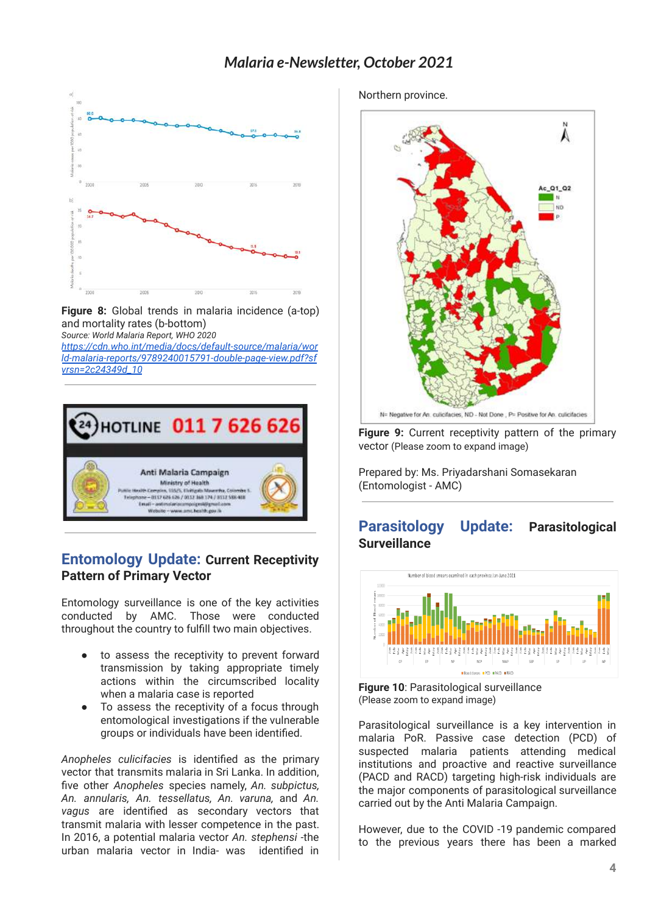**Figure 8:** Global trends in malaria incidence (a-top) and mortality rates (b-bottom)

*Source: World Malaria Report, WHO 2020*

*https://cdn.who.int/media/docs/default-source/malaria/world-malaria-reports/9789240015791-double-page-view.pdf?sfvrsn=2c24349d_10*

## Entomology Update: Current Receptivity Pattern of Primary Vector

Entomology surveillance is one of the key activities conducted by AMC. Those were conducted throughout the country to fulfill two main objectives.

- to assess the receptivity to prevent forward transmission by taking appropriate timely actions within the circumscribed locality when a malaria case is reported
- To assess the receptivity of a focus through entomological investigations if the vulnerable groups or individuals have been identified.

*Anopheles culicifacies* is identified as the primary vector that transmits malaria in Sri Lanka. In addition, five other *Anopheles* species namely, *An. subpictus, An. annularis, An. tessellatus, An. varuna,* and *An. vagus* are identified as secondary vectors that transmit malaria with lesser competence in the past. In 2016, a potential malaria vector *An. stephensi* -the urban malaria vector in India- was identified in Northern province.

**Figure 9:** Current receptivity pattern of the primary vector (Please zoom to expand image)

Prepared by: Ms. Priyadarshani Somasekaran (Entomologist - AMC)

## Parasitology Update: Parasitological Surveillance

**Figure 10**: Parasitological surveillance (Please zoom to expand image)

Parasitological surveillance is a key intervention in malaria PoR. Passive case detection (PCD) of suspected malaria patients attending medical institutions and proactive and reactive surveillance (PACD and RACD) targeting high-risk individuals are the major components of parasitological surveillance carried out by the Anti Malaria Campaign.

However, due to the COVID -19 pandemic compared to the previous years there has been a marked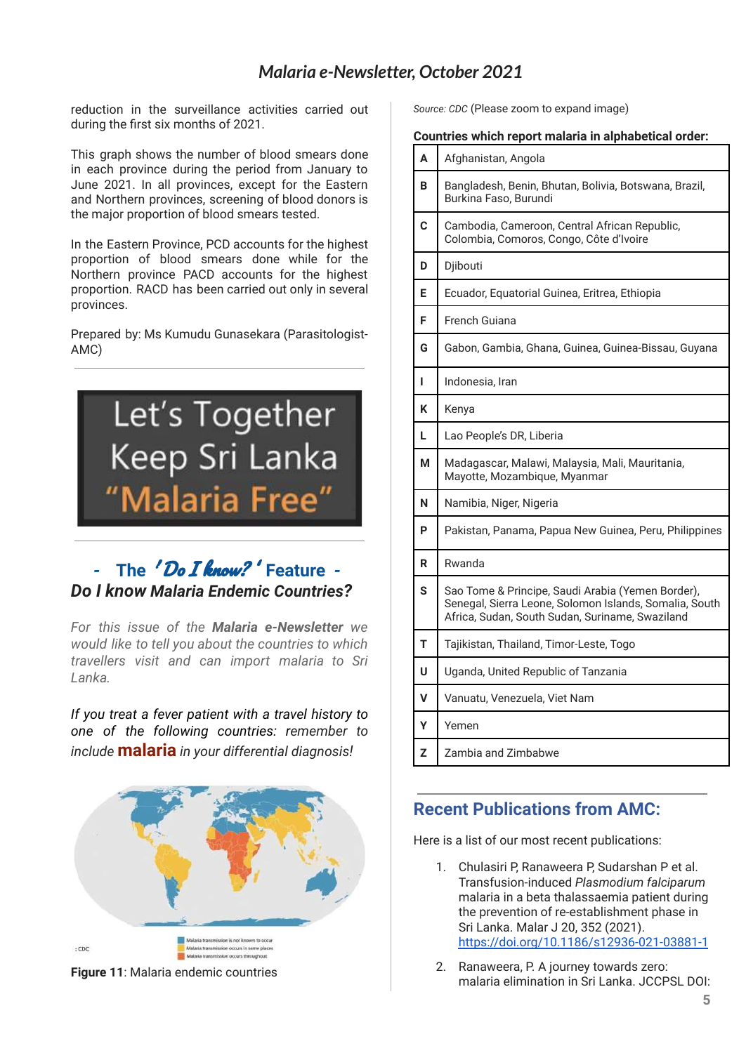reduction in the surveillance activities carried out during the first six months of 2021.

This graph shows the number of blood smears done in each province during the period from January to June 2021. In all provinces, except for the Eastern and Northern provinces, screening of blood donors is the major proportion of blood smears tested.

In the Eastern Province, PCD accounts for the highest proportion of blood smears done while for the Northern province PACD accounts for the highest proportion. RACD has been carried out only in several provinces.

Prepared by: Ms Kumudu Gunasekara (Parasitologist-AMC)

Let's Together Keep Sri Lanka "Malaria Free"

## - The 'Do I know?' Feature -

### *Do I know Malaria Endemic Countries?*

*For this issue of the **Malaria e-Newsletter** we would like to tell you about the countries to which travellers visit and can import malaria to Sri Lanka.*

*If you treat a fever patient with a travel history to one of the following countries: remember to include **malaria** in your differential diagnosis!*

Malaria transmission is not known to occur
Malaria transmission occurs in some places
Malaria transmission occurs throughout

**Figure 11**: Malaria endemic countries

*Source: CDC* (Please zoom to expand image)

**Countries which report malaria in alphabetical order:**

| | |
|---|---|
| **A** | Afghanistan, Angola |
| **B** | Bangladesh, Benin, Bhutan, Bolivia, Botswana, Brazil, Burkina Faso, Burundi |
| **C** | Cambodia, Cameroon, Central African Republic, Colombia, Comoros, Congo, Côte d'Ivoire |
| **D** | Djibouti |
| **E** | Ecuador, Equatorial Guinea, Eritrea, Ethiopia |
| **F** | French Guiana |
| **G** | Gabon, Gambia, Ghana, Guinea, Guinea-Bissau, Guyana |
| **I** | Indonesia, Iran |
| **K** | Kenya |
| **L** | Lao People's DR, Liberia |
| **M** | Madagascar, Malawi, Malaysia, Mali, Mauritania, Mayotte, Mozambique, Myanmar |
| **N** | Namibia, Niger, Nigeria |
| **P** | Pakistan, Panama, Papua New Guinea, Peru, Philippines |
| **R** | Rwanda |
| **S** | Sao Tome & Principe, Saudi Arabia (Yemen Border), Senegal, Sierra Leone, Solomon Islands, Somalia, South Africa, Sudan, South Sudan, Suriname, Swaziland |
| **T** | Tajikistan, Thailand, Timor-Leste, Togo |
| **U** | Uganda, United Republic of Tanzania |
| **V** | Vanuatu, Venezuela, Viet Nam |
| **Y** | Yemen |
| **Z** | Zambia and Zimbabwe |

## Recent Publications from AMC:

Here is a list of our most recent publications:

1. Chulasiri P, Ranaweera P, Sudarshan P et al. Transfusion-induced *Plasmodium falciparum* malaria in a beta thalassaemia patient during the prevention of re-establishment phase in Sri Lanka. Malar J 20, 352 (2021). https://doi.org/10.1186/s12936-021-03881-1
2. Ranaweera, P. A journey towards zero: malaria elimination in Sri Lanka. JCCPSL DOI: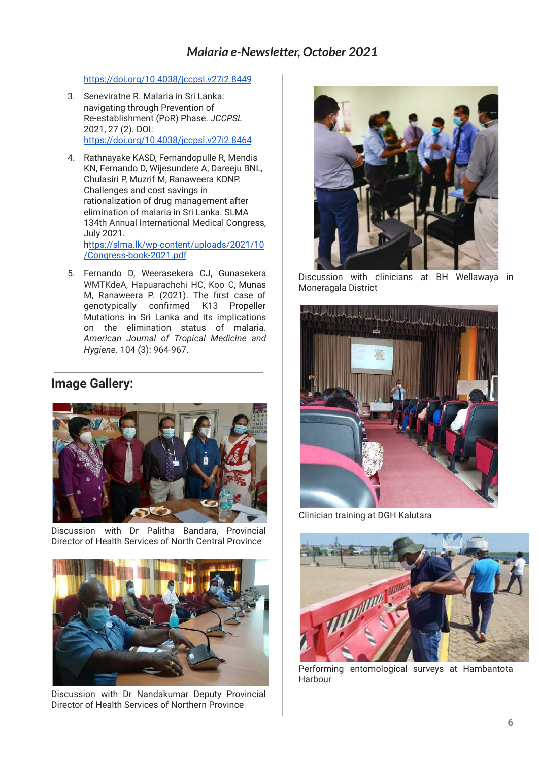https://doi.org/10.4038/jccpsl.v27i2.8449

3. Seneviratne R. Malaria in Sri Lanka: navigating through Prevention of Re-establishment (PoR) Phase. *JCCPSL* 2021, 27 (2). DOI: https://doi.org/10.4038/jccpsl.v27i2.8464

4. Rathnayake KASD, Fernandopulle R, Mendis KN, Fernando D, Wijesundere A, Dareeju BNL, Chulasiri P, Muzrif M, Ranaweera KDNP. Challenges and cost savings in rationalization of drug management after elimination of malaria in Sri Lanka. SLMA 134th Annual International Medical Congress, July 2021. https://slma.lk/wp-content/uploads/2021/10/Congress-book-2021.pdf

5. Fernando D, Weerasekera CJ, Gunasekera WMTKdeA, Hapuarachchi HC, Koo C, Munas M, Ranaweera P. (2021). The first case of genotypically confirmed K13 Propeller Mutations in Sri Lanka and its implications on the elimination status of malaria. *American Journal of Tropical Medicine and Hygiene*. 104 (3): 964-967.

## Image Gallery:

Discussion with Dr Palitha Bandara, Provincial Director of Health Services of North Central Province

Discussion with Dr Nandakumar Deputy Provincial Director of Health Services of Northern Province

Discussion with clinicians at BH Wellawaya in Moneragala District

Clinician training at DGH Kalutara

Performing entomological surveys at Hambantota Harbour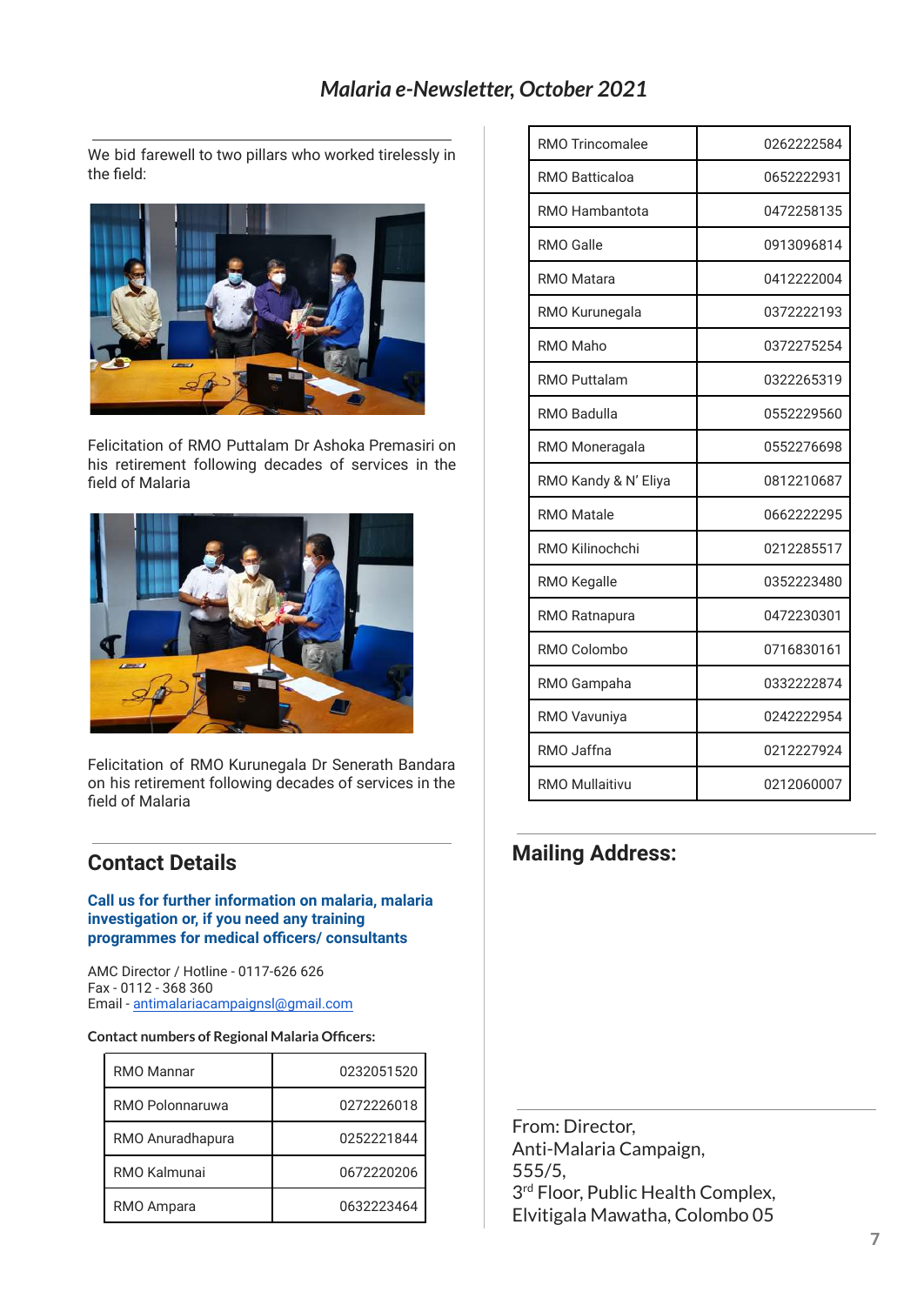We bid farewell to two pillars who worked tirelessly in the field:

Felicitation of RMO Puttalam Dr Ashoka Premasiri on his retirement following decades of services in the field of Malaria

Felicitation of RMO Kurunegala Dr Senerath Bandara on his retirement following decades of services in the field of Malaria

## Contact Details

**Call us for further information on malaria, malaria investigation or, if you need any training programmes for medical officers/ consultants**

AMC Director / Hotline - 0117-626 626
Fax - 0112 - 368 360
Email - antimalariacampaignsl@gmail.com

**Contact numbers of Regional Malaria Officers:**

| | |
|---|---|
| RMO Mannar | 0232051520 |
| RMO Polonnaruwa | 0272226018 |
| RMO Anuradhapura | 0252221844 |
| RMO Kalmunai | 0672220206 |
| RMO Ampara | 0632223464 |
| RMO Trincomalee | 0262222584 |
| RMO Batticaloa | 0652222931 |
| RMO Hambantota | 0472258135 |
| RMO Galle | 0913096814 |
| RMO Matara | 0412222004 |
| RMO Kurunegala | 0372222193 |
| RMO Maho | 0372275254 |
| RMO Puttalam | 0322265319 |
| RMO Badulla | 0552229560 |
| RMO Moneragala | 0552276698 |
| RMO Kandy & N' Eliya | 0812210687 |
| RMO Matale | 0662222295 |
| RMO Kilinochchi | 0212285517 |
| RMO Kegalle | 0352223480 |
| RMO Ratnapura | 0472230301 |
| RMO Colombo | 0716830161 |
| RMO Gampaha | 0332222874 |
| RMO Vavuniya | 0242222954 |
| RMO Jaffna | 0212227924 |
| RMO Mullaitivu | 0212060007 |

## Mailing Address:

From: Director,
Anti-Malaria Campaign,
555/5,
3rd Floor, Public Health Complex,
Elvitigala Mawatha, Colombo 05